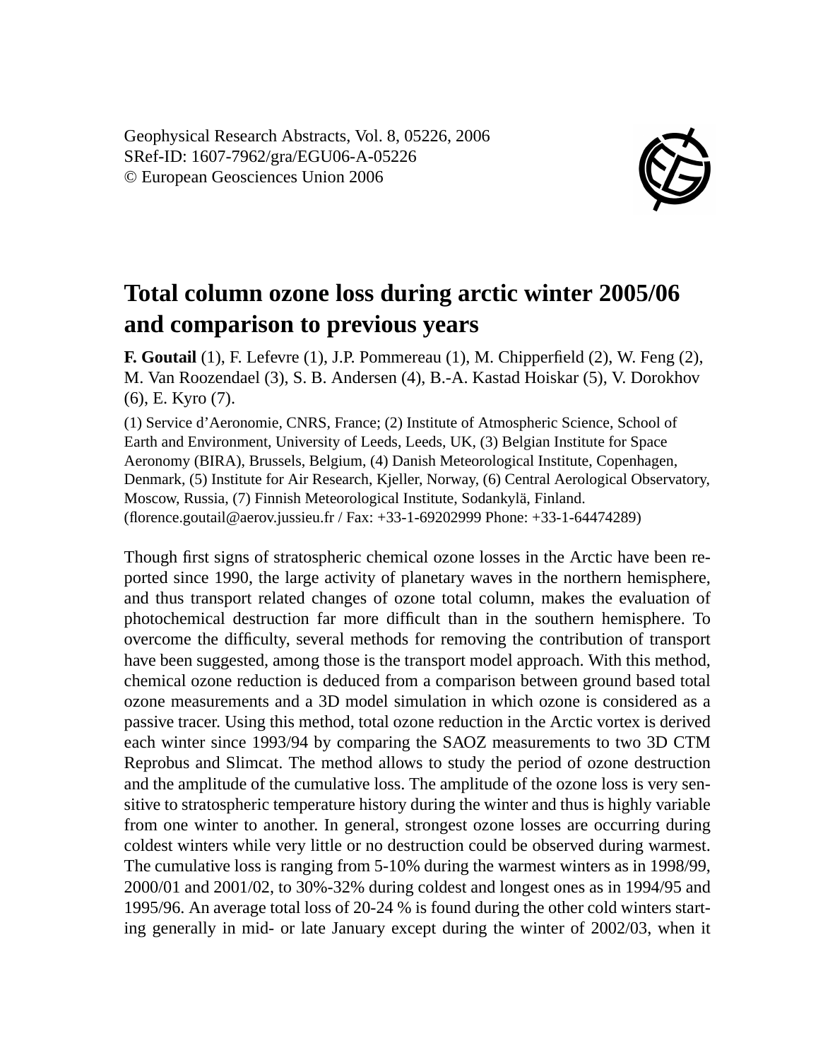Geophysical Research Abstracts, Vol. 8, 05226, 2006
SRef-ID: 1607-7962/gra/EGU06-A-05226
© European Geosciences Union 2006

# Total column ozone loss during arctic winter 2005/06 and comparison to previous years

**F. Goutail** (1), F. Lefevre (1), J.P. Pommereau (1), M. Chipperfield (2), W. Feng (2), M. Van Roozendael (3), S. B. Andersen (4), B.-A. Kastad Hoiskar (5), V. Dorokhov (6), E. Kyro (7).

(1) Service d'Aeronomie, CNRS, France; (2) Institute of Atmospheric Science, School of Earth and Environment, University of Leeds, Leeds, UK, (3) Belgian Institute for Space Aeronomy (BIRA), Brussels, Belgium, (4) Danish Meteorological Institute, Copenhagen, Denmark, (5) Institute for Air Research, Kjeller, Norway, (6) Central Aerological Observatory, Moscow, Russia, (7) Finnish Meteorological Institute, Sodankylä, Finland.
(florence.goutail@aerov.jussieu.fr / Fax: +33-1-69202999 Phone: +33-1-64474289)

Though first signs of stratospheric chemical ozone losses in the Arctic have been reported since 1990, the large activity of planetary waves in the northern hemisphere, and thus transport related changes of ozone total column, makes the evaluation of photochemical destruction far more difficult than in the southern hemisphere. To overcome the difficulty, several methods for removing the contribution of transport have been suggested, among those is the transport model approach. With this method, chemical ozone reduction is deduced from a comparison between ground based total ozone measurements and a 3D model simulation in which ozone is considered as a passive tracer. Using this method, total ozone reduction in the Arctic vortex is derived each winter since 1993/94 by comparing the SAOZ measurements to two 3D CTM Reprobus and Slimcat. The method allows to study the period of ozone destruction and the amplitude of the cumulative loss. The amplitude of the ozone loss is very sensitive to stratospheric temperature history during the winter and thus is highly variable from one winter to another. In general, strongest ozone losses are occurring during coldest winters while very little or no destruction could be observed during warmest. The cumulative loss is ranging from 5-10% during the warmest winters as in 1998/99, 2000/01 and 2001/02, to 30%-32% during coldest and longest ones as in 1994/95 and 1995/96. An average total loss of 20-24 % is found during the other cold winters starting generally in mid- or late January except during the winter of 2002/03, when it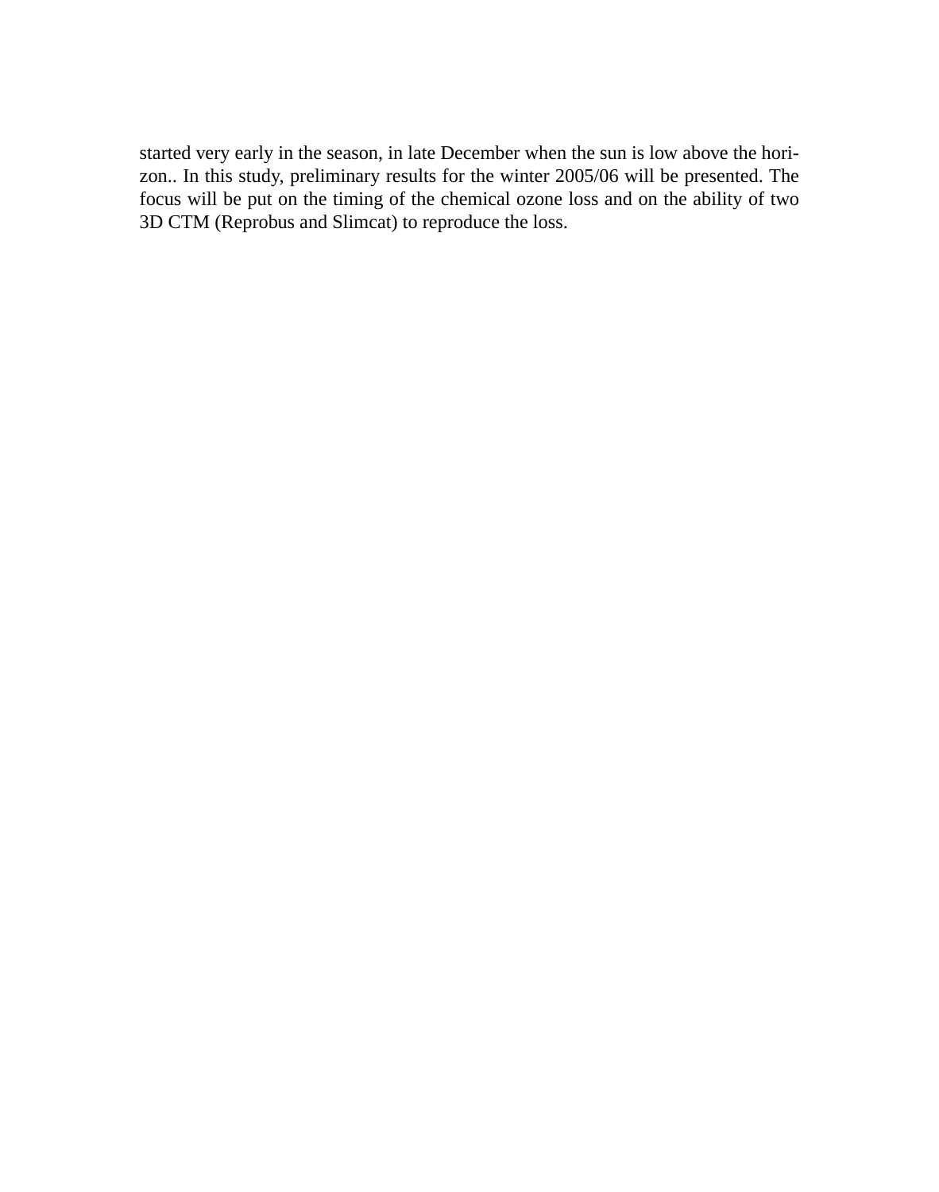started very early in the season, in late December when the sun is low above the horizon.. In this study, preliminary results for the winter 2005/06 will be presented. The focus will be put on the timing of the chemical ozone loss and on the ability of two 3D CTM (Reprobus and Slimcat) to reproduce the loss.